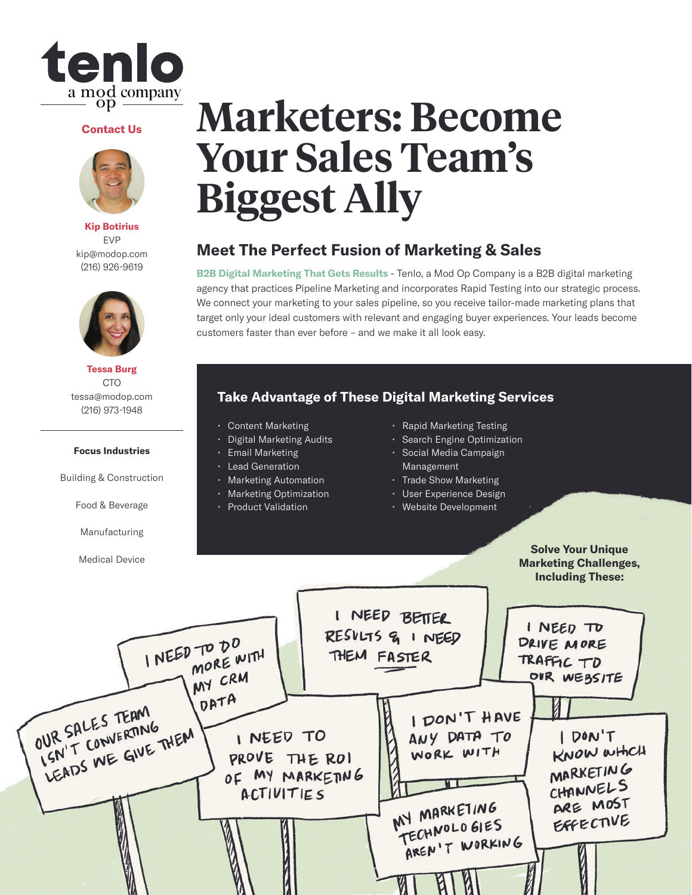tenlo
a mod op company

**Contact Us**

**Kip Botirius**
EVP
kip@modop.com
(216) 926-9619

**Tessa Burg**
CTO
tessa@modop.com
(216) 973-1948

**Focus Industries**

Building & Construction

Food & Beverage

Manufacturing

Medical Device

# Marketers: Become Your Sales Team's Biggest Ally

## Meet The Perfect Fusion of Marketing & Sales

**B2B Digital Marketing That Gets Results** - Tenlo, a Mod Op Company is a B2B digital marketing agency that practices Pipeline Marketing and incorporates Rapid Testing into our strategic process. We connect your marketing to your sales pipeline, so you receive tailor-made marketing plans that target only your ideal customers with relevant and engaging buyer experiences. Your leads become customers faster than ever before – and we make it all look easy.

### Take Advantage of These Digital Marketing Services

- Content Marketing
- Digital Marketing Audits
- Email Marketing
- Lead Generation
- Marketing Automation
- Marketing Optimization
- Product Validation
- Rapid Marketing Testing
- Search Engine Optimization
- Social Media Campaign Management
- Trade Show Marketing
- User Experience Design
- Website Development

**Solve Your Unique Marketing Challenges, Including These:**

- I NEED TO DO MORE WITH MY CRM DATA
- I NEED BETTER RESULTS & I NEED THEM FASTER
- I NEED TO DRIVE MORE TRAFFIC TO OUR WEBSITE
- OUR SALES TEAM ISN'T CONVERTING LEADS WE GIVE THEM
- I NEED TO PROVE THE ROI OF MY MARKETING ACTIVITIES
- I DON'T HAVE ANY DATA TO WORK WITH
- I DON'T KNOW WHICH MARKETING CHANNELS ARE MOST EFFECTIVE
- MY MARKETING TECHNOLOGIES AREN'T WORKING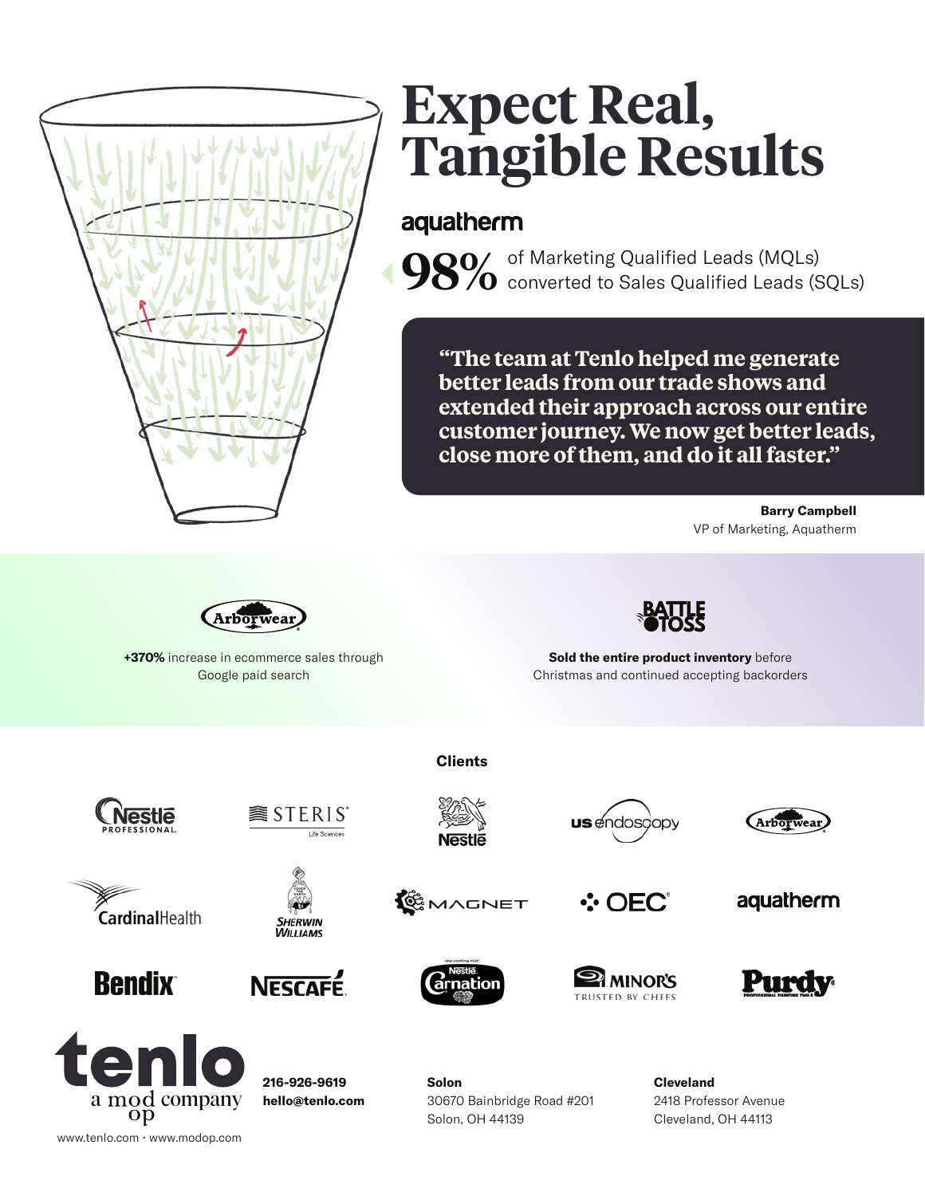# Expect Real, Tangible Results

## aquatherm

**98%** of Marketing Qualified Leads (MQLs) converted to Sales Qualified Leads (SQLs)

> **"The team at Tenlo helped me generate better leads from our trade shows and extended their approach across our entire customer journey. We now get better leads, close more of them, and do it all faster."**

**Barry Campbell**
VP of Marketing, Aquatherm

**Arborwear**

**+370%** increase in ecommerce sales through Google paid search

**Battle Toss**

**Sold the entire product inventory** before Christmas and continued accepting backorders

**Clients**

Nestlé Professional · Steris Life Sciences · Nestlé · US Endoscopy · Arborwear · Cardinal Health · Sherwin Williams · Magnet · OEC · aquatherm · Bendix · Nescafé · Carnation · Minor's Trusted by Chefs · Purdy

**tenlo** a mod op company

**216-926-9619**
**hello@tenlo.com**

**Solon**
30670 Bainbridge Road #201
Solon, OH 44139

**Cleveland**
2418 Professor Avenue
Cleveland, OH 44113

www.tenlo.com · www.modop.com